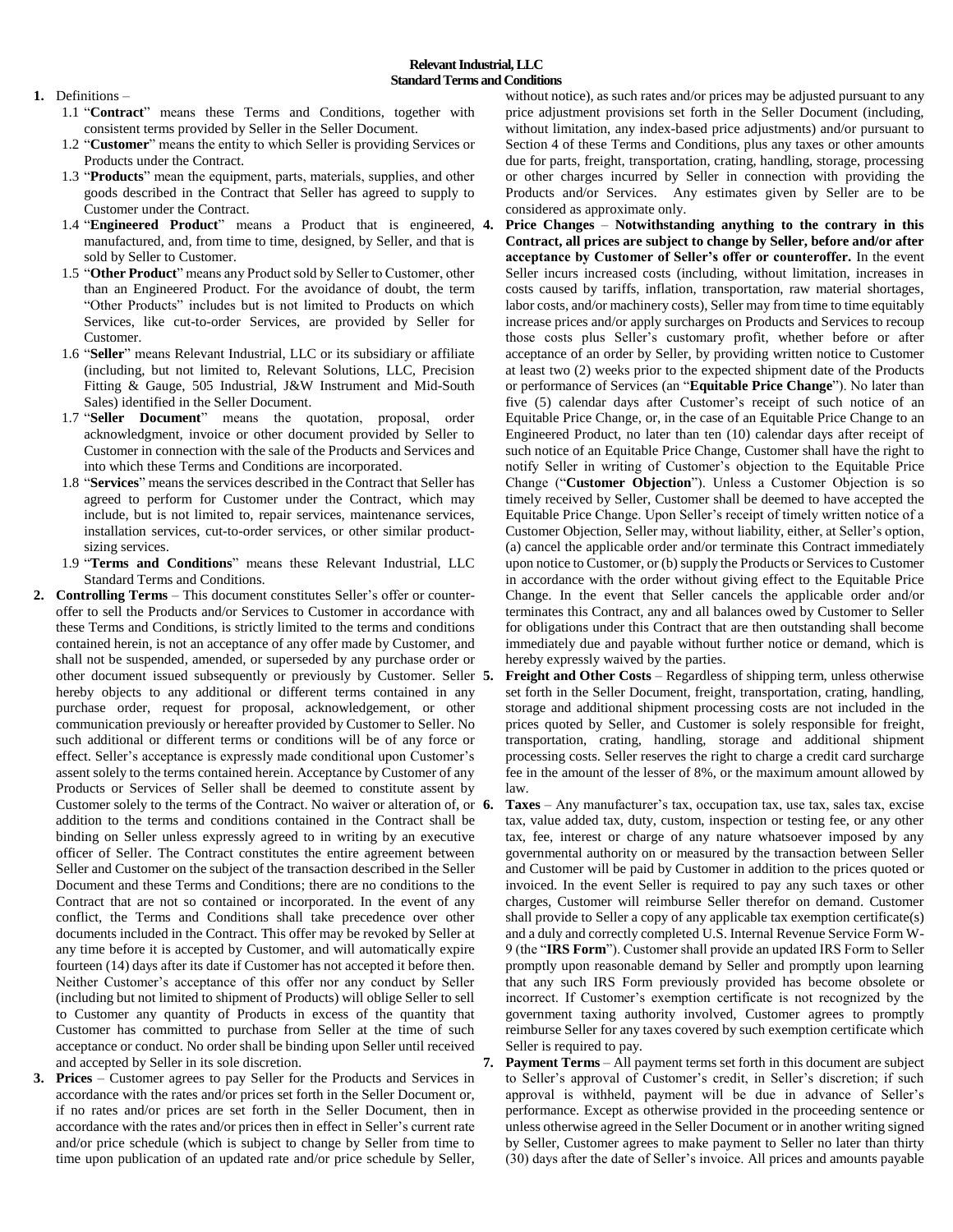# Relevant Industrial, LLC
## Standard Terms and Conditions

1. Definitions –
   - 1.1 "**Contract**" means these Terms and Conditions, together with consistent terms provided by Seller in the Seller Document.
   - 1.2 "**Customer**" means the entity to which Seller is providing Services or Products under the Contract.
   - 1.3 "**Products**" mean the equipment, parts, materials, supplies, and other goods described in the Contract that Seller has agreed to supply to Customer under the Contract.
   - 1.4 "**Engineered Product**" means a Product that is engineered, manufactured, and, from time to time, designed, by Seller, and that is sold by Seller to Customer.
   - 1.5 "**Other Product**" means any Product sold by Seller to Customer, other than an Engineered Product. For the avoidance of doubt, the term "Other Products" includes but is not limited to Products on which Services, like cut-to-order Services, are provided by Seller for Customer.
   - 1.6 "**Seller**" means Relevant Industrial, LLC or its subsidiary or affiliate (including, but not limited to, Relevant Solutions, LLC, Precision Fitting & Gauge, 505 Industrial, J&W Instrument and Mid-South Sales) identified in the Seller Document.
   - 1.7 "**Seller Document**" means the quotation, proposal, order acknowledgment, invoice or other document provided by Seller to Customer in connection with the sale of the Products and Services and into which these Terms and Conditions are incorporated.
   - 1.8 "**Services**" means the services described in the Contract that Seller has agreed to perform for Customer under the Contract, which may include, but is not limited to, repair services, maintenance services, installation services, cut-to-order services, or other similar product-sizing services.
   - 1.9 "**Terms and Conditions**" means these Relevant Industrial, LLC Standard Terms and Conditions.

2. **Controlling Terms** – This document constitutes Seller's offer or counter-offer to sell the Products and/or Services to Customer in accordance with these Terms and Conditions, is strictly limited to the terms and conditions contained herein, is not an acceptance of any offer made by Customer, and shall not be suspended, amended, or superseded by any purchase order or other document issued subsequently or previously by Customer. Seller hereby objects to any additional or different terms contained in any purchase order, request for proposal, acknowledgement, or other communication previously or hereafter provided by Customer to Seller. No such additional or different terms or conditions will be of any force or effect. Seller's acceptance is expressly made conditional upon Customer's assent solely to the terms contained herein. Acceptance by Customer of any Products or Services of Seller shall be deemed to constitute assent by Customer solely to the terms of the Contract. No waiver or alteration of, or addition to the terms and conditions contained in the Contract shall be binding on Seller unless expressly agreed to in writing by an executive officer of Seller. The Contract constitutes the entire agreement between Seller and Customer on the subject of the transaction described in the Seller Document and these Terms and Conditions; there are no conditions to the Contract that are not so contained or incorporated. In the event of any conflict, the Terms and Conditions shall take precedence over other documents included in the Contract. This offer may be revoked by Seller at any time before it is accepted by Customer, and will automatically expire fourteen (14) days after its date if Customer has not accepted it before then. Neither Customer's acceptance of this offer nor any conduct by Seller (including but not limited to shipment of Products) will oblige Seller to sell to Customer any quantity of Products in excess of the quantity that Customer has committed to purchase from Seller at the time of such acceptance or conduct. No order shall be binding upon Seller until received and accepted by Seller in its sole discretion.

3. **Prices** – Customer agrees to pay Seller for the Products and Services in accordance with the rates and/or prices set forth in the Seller Document or, if no rates and/or prices are set forth in the Seller Document, then in accordance with the rates and/or prices then in effect in Seller's current rate and/or price schedule (which is subject to change by Seller from time to time upon publication of an updated rate and/or price schedule by Seller, without notice), as such rates and/or prices may be adjusted pursuant to any price adjustment provisions set forth in the Seller Document (including, without limitation, any index-based price adjustments) and/or pursuant to Section 4 of these Terms and Conditions, plus any taxes or other amounts due for parts, freight, transportation, crating, handling, storage, processing or other charges incurred by Seller in connection with providing the Products and/or Services. Any estimates given by Seller are to be considered as approximate only.

4. **Price Changes** – **Notwithstanding anything to the contrary in this Contract, all prices are subject to change by Seller, before and/or after acceptance by Customer of Seller's offer or counteroffer.** In the event Seller incurs increased costs (including, without limitation, increases in costs caused by tariffs, inflation, transportation, raw material shortages, labor costs, and/or machinery costs), Seller may from time to time equitably increase prices and/or apply surcharges on Products and Services to recoup those costs plus Seller's customary profit, whether before or after acceptance of an order by Seller, by providing written notice to Customer at least two (2) weeks prior to the expected shipment date of the Products or performance of Services (an "**Equitable Price Change**"). No later than five (5) calendar days after Customer's receipt of such notice of an Equitable Price Change, or, in the case of an Equitable Price Change to an Engineered Product, no later than ten (10) calendar days after receipt of such notice of an Equitable Price Change, Customer shall have the right to notify Seller in writing of Customer's objection to the Equitable Price Change ("**Customer Objection**"). Unless a Customer Objection is so timely received by Seller, Customer shall be deemed to have accepted the Equitable Price Change. Upon Seller's receipt of timely written notice of a Customer Objection, Seller may, without liability, either, at Seller's option, (a) cancel the applicable order and/or terminate this Contract immediately upon notice to Customer, or (b) supply the Products or Services to Customer in accordance with the order without giving effect to the Equitable Price Change. In the event that Seller cancels the applicable order and/or terminates this Contract, any and all balances owed by Customer to Seller for obligations under this Contract that are then outstanding shall become immediately due and payable without further notice or demand, which is hereby expressly waived by the parties.

5. **Freight and Other Costs** – Regardless of shipping term, unless otherwise set forth in the Seller Document, freight, transportation, crating, handling, storage and additional shipment processing costs are not included in the prices quoted by Seller, and Customer is solely responsible for freight, transportation, crating, handling, storage and additional shipment processing costs. Seller reserves the right to charge a credit card surcharge fee in the amount of the lesser of 8%, or the maximum amount allowed by law.

6. **Taxes** – Any manufacturer's tax, occupation tax, use tax, sales tax, excise tax, value added tax, duty, custom, inspection or testing fee, or any other tax, fee, interest or charge of any nature whatsoever imposed by any governmental authority on or measured by the transaction between Seller and Customer will be paid by Customer in addition to the prices quoted or invoiced. In the event Seller is required to pay any such taxes or other charges, Customer will reimburse Seller therefor on demand. Customer shall provide to Seller a copy of any applicable tax exemption certificate(s) and a duly and correctly completed U.S. Internal Revenue Service Form W-9 (the "**IRS Form**"). Customer shall provide an updated IRS Form to Seller promptly upon reasonable demand by Seller and promptly upon learning that any such IRS Form previously provided has become obsolete or incorrect. If Customer's exemption certificate is not recognized by the government taxing authority involved, Customer agrees to promptly reimburse Seller for any taxes covered by such exemption certificate which Seller is required to pay.

7. **Payment Terms** – All payment terms set forth in this document are subject to Seller's approval of Customer's credit, in Seller's discretion; if such approval is withheld, payment will be due in advance of Seller's performance. Except as otherwise provided in the proceeding sentence or unless otherwise agreed in the Seller Document or in another writing signed by Seller, Customer agrees to make payment to Seller no later than thirty (30) days after the date of Seller's invoice. All prices and amounts payable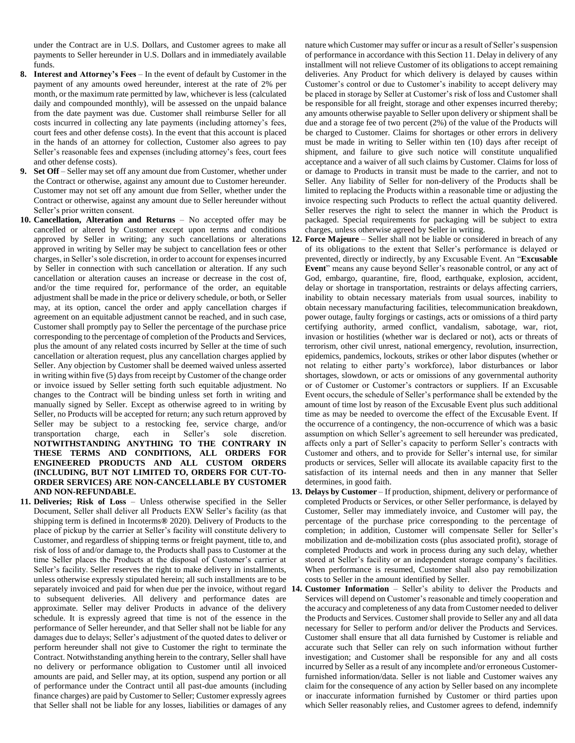under the Contract are in U.S. Dollars, and Customer agrees to make all payments to Seller hereunder in U.S. Dollars and in immediately available funds.

8. **Interest and Attorney's Fees** – In the event of default by Customer in the payment of any amounts owed hereunder, interest at the rate of 2% per month, or the maximum rate permitted by law, whichever is less (calculated daily and compounded monthly), will be assessed on the unpaid balance from the date payment was due. Customer shall reimburse Seller for all costs incurred in collecting any late payments (including attorney's fees, court fees and other defense costs). In the event that this account is placed in the hands of an attorney for collection, Customer also agrees to pay Seller's reasonable fees and expenses (including attorney's fees, court fees and other defense costs).

9. **Set Off** – Seller may set off any amount due from Customer, whether under the Contract or otherwise, against any amount due to Customer hereunder. Customer may not set off any amount due from Seller, whether under the Contract or otherwise, against any amount due to Seller hereunder without Seller's prior written consent.

10. **Cancellation, Alteration and Returns** – No accepted offer may be cancelled or altered by Customer except upon terms and conditions approved by Seller in writing; any such cancellations or alterations approved in writing by Seller may be subject to cancellation fees or other charges, in Seller's sole discretion, in order to account for expenses incurred by Seller in connection with such cancellation or alteration. If any such cancellation or alteration causes an increase or decrease in the cost of, and/or the time required for, performance of the order, an equitable adjustment shall be made in the price or delivery schedule, or both, or Seller may, at its option, cancel the order and apply cancellation charges if agreement on an equitable adjustment cannot be reached, and in such case, Customer shall promptly pay to Seller the percentage of the purchase price corresponding to the percentage of completion of the Products and Services, plus the amount of any related costs incurred by Seller at the time of such cancellation or alteration request, plus any cancellation charges applied by Seller. Any objection by Customer shall be deemed waived unless asserted in writing within five (5) days from receipt by Customer of the change order or invoice issued by Seller setting forth such equitable adjustment. No changes to the Contract will be binding unless set forth in writing and manually signed by Seller. Except as otherwise agreed to in writing by Seller, no Products will be accepted for return; any such return approved by Seller may be subject to a restocking fee, service charge, and/or transportation charge, each in Seller's sole discretion. **NOTWITHSTANDING ANYTHING TO THE CONTRARY IN THESE TERMS AND CONDITIONS, ALL ORDERS FOR ENGINEERED PRODUCTS AND ALL CUSTOM ORDERS (INCLUDING, BUT NOT LIMITED TO, ORDERS FOR CUT-TO-ORDER SERVICES) ARE NON-CANCELLABLE BY CUSTOMER AND NON-REFUNDABLE.**

11. **Deliveries; Risk of Loss** – Unless otherwise specified in the Seller Document, Seller shall deliver all Products EXW Seller's facility (as that shipping term is defined in Incoterms® 2020). Delivery of Products to the place of pickup by the carrier at Seller's facility will constitute delivery to Customer, and regardless of shipping terms or freight payment, title to, and risk of loss of and/or damage to, the Products shall pass to Customer at the time Seller places the Products at the disposal of Customer's carrier at Seller's facility. Seller reserves the right to make delivery in installments, unless otherwise expressly stipulated herein; all such installments are to be separately invoiced and paid for when due per the invoice, without regard to subsequent deliveries. All delivery and performance dates are approximate. Seller may deliver Products in advance of the delivery schedule. It is expressly agreed that time is not of the essence in the performance of Seller hereunder, and that Seller shall not be liable for any damages due to delays; Seller's adjustment of the quoted dates to deliver or perform hereunder shall not give to Customer the right to terminate the Contract. Notwithstanding anything herein to the contrary, Seller shall have no delivery or performance obligation to Customer until all invoiced amounts are paid, and Seller may, at its option, suspend any portion or all of performance under the Contract until all past-due amounts (including finance charges) are paid by Customer to Seller; Customer expressly agrees that Seller shall not be liable for any losses, liabilities or damages of any nature which Customer may suffer or incur as a result of Seller's suspension of performance in accordance with this Section 11. Delay in delivery of any installment will not relieve Customer of its obligations to accept remaining deliveries. Any Product for which delivery is delayed by causes within Customer's control or due to Customer's inability to accept delivery may be placed in storage by Seller at Customer's risk of loss and Customer shall be responsible for all freight, storage and other expenses incurred thereby; any amounts otherwise payable to Seller upon delivery or shipment shall be due and a storage fee of two percent (2%) of the value of the Products will be charged to Customer. Claims for shortages or other errors in delivery must be made in writing to Seller within ten (10) days after receipt of shipment, and failure to give such notice will constitute unqualified acceptance and a waiver of all such claims by Customer. Claims for loss of or damage to Products in transit must be made to the carrier, and not to Seller. Any liability of Seller for non-delivery of the Products shall be limited to replacing the Products within a reasonable time or adjusting the invoice respecting such Products to reflect the actual quantity delivered. Seller reserves the right to select the manner in which the Product is packaged. Special requirements for packaging will be subject to extra charges, unless otherwise agreed by Seller in writing.

12. **Force Majeure** – Seller shall not be liable or considered in breach of any of its obligations to the extent that Seller's performance is delayed or prevented, directly or indirectly, by any Excusable Event. An "**Excusable Event**" means any cause beyond Seller's reasonable control, or any act of God, embargo, quarantine, fire, flood, earthquake, explosion, accident, delay or shortage in transportation, restraints or delays affecting carriers, inability to obtain necessary materials from usual sources, inability to obtain necessary manufacturing facilities, telecommunication breakdown, power outage, faulty forgings or castings, acts or omissions of a third party certifying authority, armed conflict, vandalism, sabotage, war, riot, invasion or hostilities (whether war is declared or not), acts or threats of terrorism, other civil unrest, national emergency, revolution, insurrection, epidemics, pandemics, lockouts, strikes or other labor disputes (whether or not relating to either party's workforce), labor disturbances or labor shortages, slowdown, or acts or omissions of any governmental authority or of Customer or Customer's contractors or suppliers. If an Excusable Event occurs, the schedule of Seller's performance shall be extended by the amount of time lost by reason of the Excusable Event plus such additional time as may be needed to overcome the effect of the Excusable Event. If the occurrence of a contingency, the non-occurrence of which was a basic assumption on which Seller's agreement to sell hereunder was predicated, affects only a part of Seller's capacity to perform Seller's contracts with Customer and others, and to provide for Seller's internal use, for similar products or services, Seller will allocate its available capacity first to the satisfaction of its internal needs and then in any manner that Seller determines, in good faith.

13. **Delays by Customer** – If production, shipment, delivery or performance of completed Products or Services, or other Seller performance, is delayed by Customer, Seller may immediately invoice, and Customer will pay, the percentage of the purchase price corresponding to the percentage of completion; in addition, Customer will compensate Seller for Seller's mobilization and de-mobilization costs (plus associated profit), storage of completed Products and work in process during any such delay, whether stored at Seller's facility or an independent storage company's facilities. When performance is resumed, Customer shall also pay remobilization costs to Seller in the amount identified by Seller.

14. **Customer Information** – Seller's ability to deliver the Products and Services will depend on Customer's reasonable and timely cooperation and the accuracy and completeness of any data from Customer needed to deliver the Products and Services. Customer shall provide to Seller any and all data necessary for Seller to perform and/or deliver the Products and Services. Customer shall ensure that all data furnished by Customer is reliable and accurate such that Seller can rely on such information without further investigation; and Customer shall be responsible for any and all costs incurred by Seller as a result of any incomplete and/or erroneous Customer-furnished information/data. Seller is not liable and Customer waives any claim for the consequence of any action by Seller based on any incomplete or inaccurate information furnished by Customer or third parties upon which Seller reasonably relies, and Customer agrees to defend, indemnify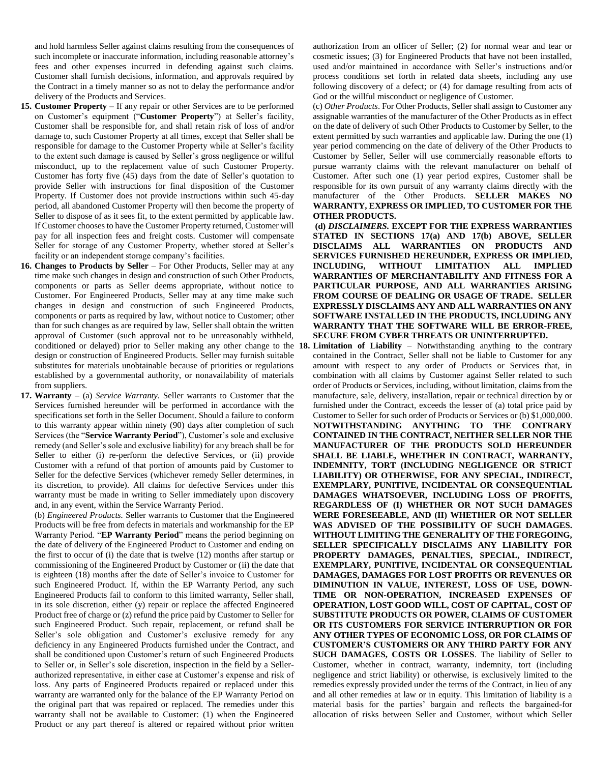and hold harmless Seller against claims resulting from the consequences of such incomplete or inaccurate information, including reasonable attorney's fees and other expenses incurred in defending against such claims. Customer shall furnish decisions, information, and approvals required by the Contract in a timely manner so as not to delay the performance and/or delivery of the Products and Services.

**15. Customer Property** – If any repair or other Services are to be performed on Customer's equipment ("**Customer Property**") at Seller's facility, Customer shall be responsible for, and shall retain risk of loss of and/or damage to, such Customer Property at all times, except that Seller shall be responsible for damage to the Customer Property while at Seller's facility to the extent such damage is caused by Seller's gross negligence or willful misconduct, up to the replacement value of such Customer Property. Customer has forty five (45) days from the date of Seller's quotation to provide Seller with instructions for final disposition of the Customer Property. If Customer does not provide instructions within such 45-day period, all abandoned Customer Property will then become the property of Seller to dispose of as it sees fit, to the extent permitted by applicable law. If Customer chooses to have the Customer Property returned, Customer will pay for all inspection fees and freight costs. Customer will compensate Seller for storage of any Customer Property, whether stored at Seller's facility or an independent storage company's facilities.

**16. Changes to Products by Seller** – For Other Products, Seller may at any time make such changes in design and construction of such Other Products, components or parts as Seller deems appropriate, without notice to Customer. For Engineered Products, Seller may at any time make such changes in design and construction of such Engineered Products, components or parts as required by law, without notice to Customer; other than for such changes as are required by law, Seller shall obtain the written approval of Customer (such approval not to be unreasonably withheld, conditioned or delayed) prior to Seller making any other change to the design or construction of Engineered Products. Seller may furnish suitable substitutes for materials unobtainable because of priorities or regulations established by a governmental authority, or nonavailability of materials from suppliers.

**17. Warranty** – (a) *Service Warranty*. Seller warrants to Customer that the Services furnished hereunder will be performed in accordance with the specifications set forth in the Seller Document. Should a failure to conform to this warranty appear within ninety (90) days after completion of such Services (the "**Service Warranty Period**"), Customer's sole and exclusive remedy (and Seller's sole and exclusive liability) for any breach shall be for Seller to either (i) re-perform the defective Services, or (ii) provide Customer with a refund of that portion of amounts paid by Customer to Seller for the defective Services (whichever remedy Seller determines, in its discretion, to provide). All claims for defective Services under this warranty must be made in writing to Seller immediately upon discovery and, in any event, within the Service Warranty Period.

(b) *Engineered Products*. Seller warrants to Customer that the Engineered Products will be free from defects in materials and workmanship for the EP Warranty Period. "**EP Warranty Period**" means the period beginning on the date of delivery of the Engineered Product to Customer and ending on the first to occur of (i) the date that is twelve (12) months after startup or commissioning of the Engineered Product by Customer or (ii) the date that is eighteen (18) months after the date of Seller's invoice to Customer for such Engineered Product. If, within the EP Warranty Period, any such Engineered Products fail to conform to this limited warranty, Seller shall, in its sole discretion, either (y) repair or replace the affected Engineered Product free of charge or (z) refund the price paid by Customer to Seller for such Engineered Product. Such repair, replacement, or refund shall be Seller's sole obligation and Customer's exclusive remedy for any deficiency in any Engineered Products furnished under the Contract, and shall be conditioned upon Customer's return of such Engineered Products to Seller or, in Seller's sole discretion, inspection in the field by a Seller-authorized representative, in either case at Customer's expense and risk of loss. Any parts of Engineered Products repaired or replaced under this warranty are warranted only for the balance of the EP Warranty Period on the original part that was repaired or replaced. The remedies under this warranty shall not be available to Customer: (1) when the Engineered Product or any part thereof is altered or repaired without prior written authorization from an officer of Seller; (2) for normal wear and tear or cosmetic issues; (3) for Engineered Products that have not been installed, used and/or maintained in accordance with Seller's instructions and/or process conditions set forth in related data sheets, including any use following discovery of a defect; or (4) for damage resulting from acts of God or the willful misconduct or negligence of Customer.

(c) *Other Products*. For Other Products, Seller shall assign to Customer any assignable warranties of the manufacturer of the Other Products as in effect on the date of delivery of such Other Products to Customer by Seller, to the extent permitted by such warranties and applicable law. During the one (1) year period commencing on the date of delivery of the Other Products to Customer by Seller, Seller will use commercially reasonable efforts to pursue warranty claims with the relevant manufacturer on behalf of Customer. After such one (1) year period expires, Customer shall be responsible for its own pursuit of any warranty claims directly with the manufacturer of the Other Products. **SELLER MAKES NO WARRANTY, EXPRESS OR IMPLIED, TO CUSTOMER FOR THE OTHER PRODUCTS.**

**(d)** ***DISCLAIMERS*****. EXCEPT FOR THE EXPRESS WARRANTIES STATED IN SECTIONS 17(a) AND 17(b) ABOVE, SELLER DISCLAIMS ALL WARRANTIES ON PRODUCTS AND SERVICES FURNISHED HEREUNDER, EXPRESS OR IMPLIED, INCLUDING, WITHOUT LIMITATION ALL IMPLIED WARRANTIES OF MERCHANTABILITY AND FITNESS FOR A PARTICULAR PURPOSE, AND ALL WARRANTIES ARISING FROM COURSE OF DEALING OR USAGE OF TRADE. SELLER EXPRESSLY DISCLAIMS ANY AND ALL WARRANTIES ON ANY SOFTWARE INSTALLED IN THE PRODUCTS, INCLUDING ANY WARRANTY THAT THE SOFTWARE WILL BE ERROR-FREE, SECURE FROM CYBER THREATS OR UNINTERRUPTED.**

**18. Limitation of Liability** – Notwithstanding anything to the contrary contained in the Contract, Seller shall not be liable to Customer for any amount with respect to any order of Products or Services that, in combination with all claims by Customer against Seller related to such order of Products or Services, including, without limitation, claims from the manufacture, sale, delivery, installation, repair or technical direction by or furnished under the Contract, exceeds the lesser of (a) total price paid by Customer to Seller for such order of Products or Services or (b) $1,000,000. **NOTWITHSTANDING ANYTHING TO THE CONTRARY CONTAINED IN THE CONTRACT, NEITHER SELLER NOR THE MANUFACTURER OF THE PRODUCTS SOLD HEREUNDER SHALL BE LIABLE, WHETHER IN CONTRACT, WARRANTY, INDEMNITY, TORT (INCLUDING NEGLIGENCE OR STRICT LIABILITY) OR OTHERWISE, FOR ANY SPECIAL, INDIRECT, EXEMPLARY, PUNITIVE, INCIDENTAL OR CONSEQUENTIAL DAMAGES WHATSOEVER, INCLUDING LOSS OF PROFITS, REGARDLESS OF (I) WHETHER OR NOT SUCH DAMAGES WERE FORESEEABLE, AND (II) WHETHER OR NOT SELLER WAS ADVISED OF THE POSSIBILITY OF SUCH DAMAGES. WITHOUT LIMITING THE GENERALITY OF THE FOREGOING, SELLER SPECIFICALLY DISCLAIMS ANY LIABILITY FOR PROPERTY DAMAGES, PENALTIES, SPECIAL, INDIRECT, EXEMPLARY, PUNITIVE, INCIDENTAL OR CONSEQUENTIAL DAMAGES, DAMAGES FOR LOST PROFITS OR REVENUES OR DIMINUTION IN VALUE, INTEREST, LOSS OF USE, DOWN-TIME OR NON-OPERATION, INCREASED EXPENSES OF OPERATION, LOST GOOD WILL, COST OF CAPITAL, COST OF SUBSTITUTE PRODUCTS OR POWER, CLAIMS OF CUSTOMER OR ITS CUSTOMERS FOR SERVICE INTERRUPTION OR FOR ANY OTHER TYPES OF ECONOMIC LOSS, OR FOR CLAIMS OF CUSTOMER'S CUSTOMERS OR ANY THIRD PARTY FOR ANY SUCH DAMAGES, COSTS OR LOSSES**. The liability of Seller to Customer, whether in contract, warranty, indemnity, tort (including negligence and strict liability) or otherwise, is exclusively limited to the remedies expressly provided under the terms of the Contract, in lieu of any and all other remedies at law or in equity. This limitation of liability is a material basis for the parties' bargain and reflects the bargained-for allocation of risks between Seller and Customer, without which Seller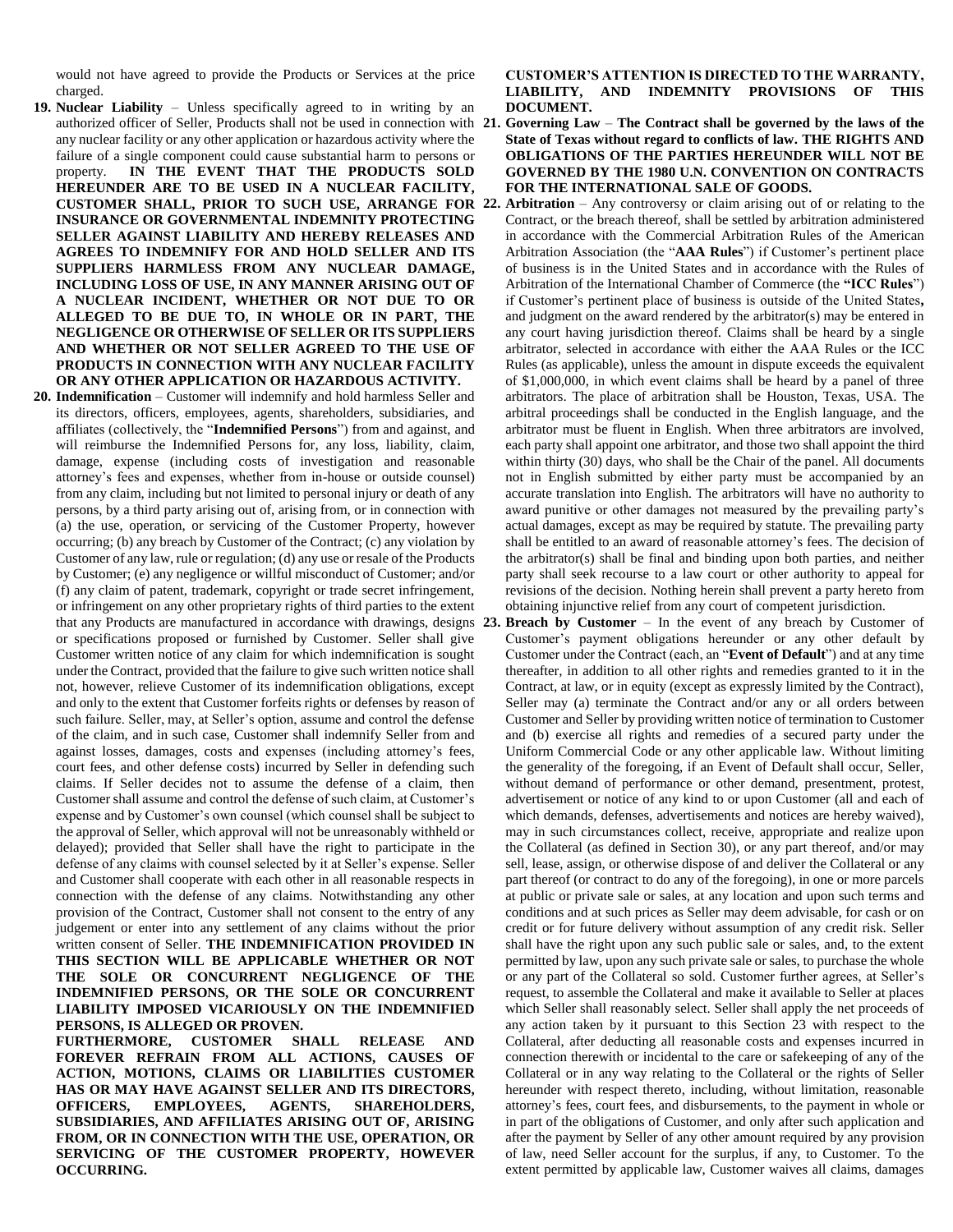would not have agreed to provide the Products or Services at the price charged.

**19. Nuclear Liability** – Unless specifically agreed to in writing by an authorized officer of Seller, Products shall not be used in connection with any nuclear facility or any other application or hazardous activity where the failure of a single component could cause substantial harm to persons or property. **IN THE EVENT THAT THE PRODUCTS SOLD HEREUNDER ARE TO BE USED IN A NUCLEAR FACILITY, CUSTOMER SHALL, PRIOR TO SUCH USE, ARRANGE FOR INSURANCE OR GOVERNMENTAL INDEMNITY PROTECTING SELLER AGAINST LIABILITY AND HEREBY RELEASES AND AGREES TO INDEMNIFY FOR AND HOLD SELLER AND ITS SUPPLIERS HARMLESS FROM ANY NUCLEAR DAMAGE, INCLUDING LOSS OF USE, IN ANY MANNER ARISING OUT OF A NUCLEAR INCIDENT, WHETHER OR NOT DUE TO OR ALLEGED TO BE DUE TO, IN WHOLE OR IN PART, THE NEGLIGENCE OR OTHERWISE OF SELLER OR ITS SUPPLIERS AND WHETHER OR NOT SELLER AGREED TO THE USE OF PRODUCTS IN CONNECTION WITH ANY NUCLEAR FACILITY OR ANY OTHER APPLICATION OR HAZARDOUS ACTIVITY.**

**20. Indemnification** – Customer will indemnify and hold harmless Seller and its directors, officers, employees, agents, shareholders, subsidiaries, and affiliates (collectively, the "**Indemnified Persons**") from and against, and will reimburse the Indemnified Persons for, any loss, liability, claim, damage, expense (including costs of investigation and reasonable attorney's fees and expenses, whether from in-house or outside counsel) from any claim, including but not limited to personal injury or death of any persons, by a third party arising out of, arising from, or in connection with (a) the use, operation, or servicing of the Customer Property, however occurring; (b) any breach by Customer of the Contract; (c) any violation by Customer of any law, rule or regulation; (d) any use or resale of the Products by Customer; (e) any negligence or willful misconduct of Customer; and/or (f) any claim of patent, trademark, copyright or trade secret infringement, or infringement on any other proprietary rights of third parties to the extent that any Products are manufactured in accordance with drawings, designs or specifications proposed or furnished by Customer. Seller shall give Customer written notice of any claim for which indemnification is sought under the Contract, provided that the failure to give such written notice shall not, however, relieve Customer of its indemnification obligations, except and only to the extent that Customer forfeits rights or defenses by reason of such failure. Seller, may, at Seller's option, assume and control the defense of the claim, and in such case, Customer shall indemnify Seller from and against losses, damages, costs and expenses (including attorney's fees, court fees, and other defense costs) incurred by Seller in defending such claims. If Seller decides not to assume the defense of a claim, then Customer shall assume and control the defense of such claim, at Customer's expense and by Customer's own counsel (which counsel shall be subject to the approval of Seller, which approval will not be unreasonably withheld or delayed); provided that Seller shall have the right to participate in the defense of any claims with counsel selected by it at Seller's expense. Seller and Customer shall cooperate with each other in all reasonable respects in connection with the defense of any claims. Notwithstanding any other provision of the Contract, Customer shall not consent to the entry of any judgement or enter into any settlement of any claims without the prior written consent of Seller. **THE INDEMNIFICATION PROVIDED IN THIS SECTION WILL BE APPLICABLE WHETHER OR NOT THE SOLE OR CONCURRENT NEGLIGENCE OF THE INDEMNIFIED PERSONS, OR THE SOLE OR CONCURRENT LIABILITY IMPOSED VICARIOUSLY ON THE INDEMNIFIED PERSONS, IS ALLEGED OR PROVEN.**

**FURTHERMORE, CUSTOMER SHALL RELEASE AND FOREVER REFRAIN FROM ALL ACTIONS, CAUSES OF ACTION, MOTIONS, CLAIMS OR LIABILITIES CUSTOMER HAS OR MAY HAVE AGAINST SELLER AND ITS DIRECTORS, OFFICERS, EMPLOYEES, AGENTS, SHAREHOLDERS, SUBSIDIARIES, AND AFFILIATES ARISING OUT OF, ARISING FROM, OR IN CONNECTION WITH THE USE, OPERATION, OR SERVICING OF THE CUSTOMER PROPERTY, HOWEVER OCCURRING.**

**CUSTOMER'S ATTENTION IS DIRECTED TO THE WARRANTY, LIABILITY, AND INDEMNITY PROVISIONS OF THIS DOCUMENT.**

**21. Governing Law** – **The Contract shall be governed by the laws of the State of Texas without regard to conflicts of law. THE RIGHTS AND OBLIGATIONS OF THE PARTIES HEREUNDER WILL NOT BE GOVERNED BY THE 1980 U.N. CONVENTION ON CONTRACTS FOR THE INTERNATIONAL SALE OF GOODS.**

**22. Arbitration** – Any controversy or claim arising out of or relating to the Contract, or the breach thereof, shall be settled by arbitration administered in accordance with the Commercial Arbitration Rules of the American Arbitration Association (the "**AAA Rules**") if Customer's pertinent place of business is in the United States and in accordance with the Rules of Arbitration of the International Chamber of Commerce (the **"ICC Rules**") if Customer's pertinent place of business is outside of the United States**,** and judgment on the award rendered by the arbitrator(s) may be entered in any court having jurisdiction thereof. Claims shall be heard by a single arbitrator, selected in accordance with either the AAA Rules or the ICC Rules (as applicable), unless the amount in dispute exceeds the equivalent of $1,000,000, in which event claims shall be heard by a panel of three arbitrators. The place of arbitration shall be Houston, Texas, USA. The arbitral proceedings shall be conducted in the English language, and the arbitrator must be fluent in English. When three arbitrators are involved, each party shall appoint one arbitrator, and those two shall appoint the third within thirty (30) days, who shall be the Chair of the panel. All documents not in English submitted by either party must be accompanied by an accurate translation into English. The arbitrators will have no authority to award punitive or other damages not measured by the prevailing party's actual damages, except as may be required by statute. The prevailing party shall be entitled to an award of reasonable attorney's fees. The decision of the arbitrator(s) shall be final and binding upon both parties, and neither party shall seek recourse to a law court or other authority to appeal for revisions of the decision. Nothing herein shall prevent a party hereto from obtaining injunctive relief from any court of competent jurisdiction.

**23. Breach by Customer** – In the event of any breach by Customer of Customer's payment obligations hereunder or any other default by Customer under the Contract (each, an "**Event of Default**") and at any time thereafter, in addition to all other rights and remedies granted to it in the Contract, at law, or in equity (except as expressly limited by the Contract), Seller may (a) terminate the Contract and/or any or all orders between Customer and Seller by providing written notice of termination to Customer and (b) exercise all rights and remedies of a secured party under the Uniform Commercial Code or any other applicable law. Without limiting the generality of the foregoing, if an Event of Default shall occur, Seller, without demand of performance or other demand, presentment, protest, advertisement or notice of any kind to or upon Customer (all and each of which demands, defenses, advertisements and notices are hereby waived), may in such circumstances collect, receive, appropriate and realize upon the Collateral (as defined in Section 30), or any part thereof, and/or may sell, lease, assign, or otherwise dispose of and deliver the Collateral or any part thereof (or contract to do any of the foregoing), in one or more parcels at public or private sale or sales, at any location and upon such terms and conditions and at such prices as Seller may deem advisable, for cash or on credit or for future delivery without assumption of any credit risk. Seller shall have the right upon any such public sale or sales, and, to the extent permitted by law, upon any such private sale or sales, to purchase the whole or any part of the Collateral so sold. Customer further agrees, at Seller's request, to assemble the Collateral and make it available to Seller at places which Seller shall reasonably select. Seller shall apply the net proceeds of any action taken by it pursuant to this Section 23 with respect to the Collateral, after deducting all reasonable costs and expenses incurred in connection therewith or incidental to the care or safekeeping of any of the Collateral or in any way relating to the Collateral or the rights of Seller hereunder with respect thereto, including, without limitation, reasonable attorney's fees, court fees, and disbursements, to the payment in whole or in part of the obligations of Customer, and only after such application and after the payment by Seller of any other amount required by any provision of law, need Seller account for the surplus, if any, to Customer. To the extent permitted by applicable law, Customer waives all claims, damages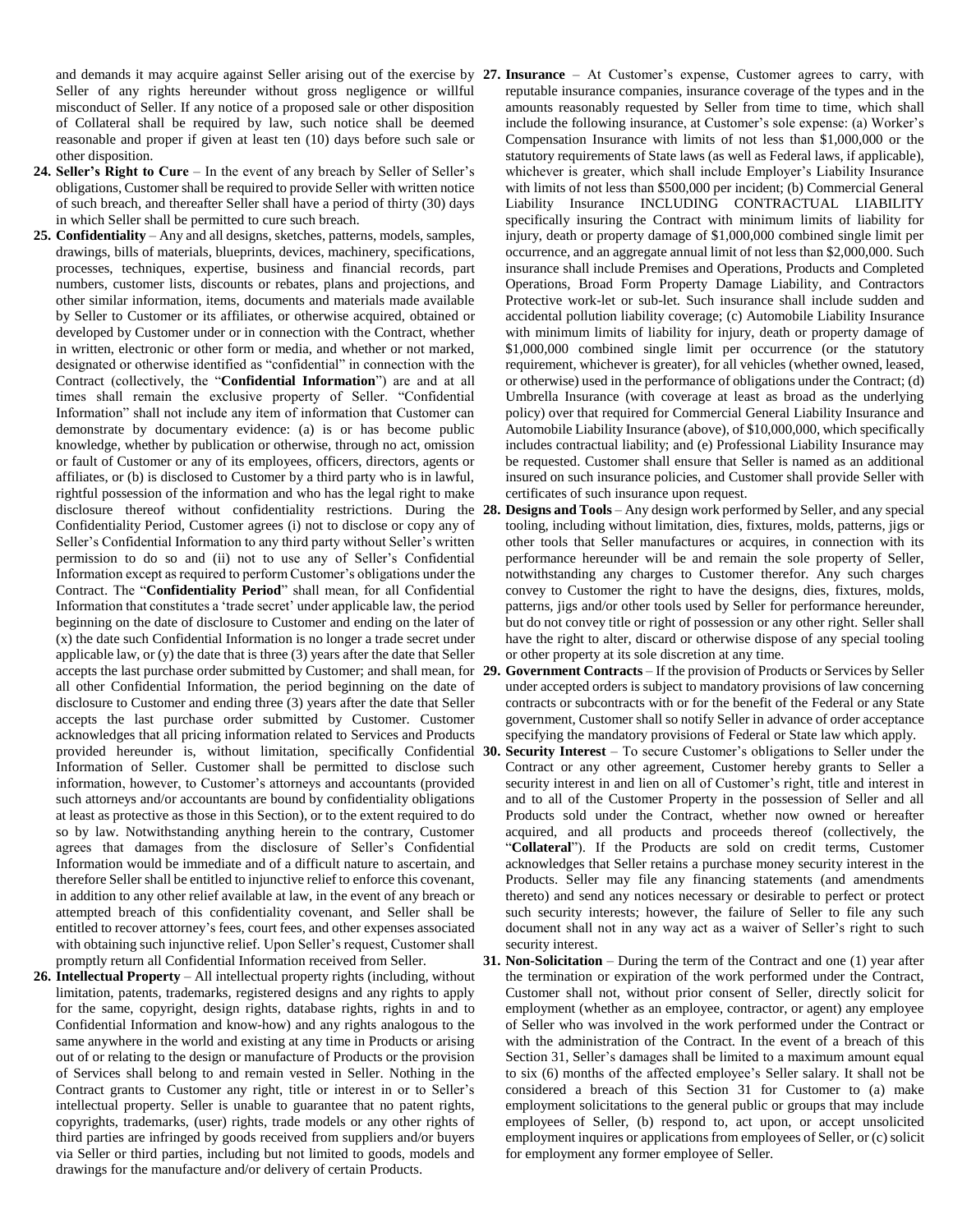and demands it may acquire against Seller arising out of the exercise by Seller of any rights hereunder without gross negligence or willful misconduct of Seller. If any notice of a proposed sale or other disposition of Collateral shall be required by law, such notice shall be deemed reasonable and proper if given at least ten (10) days before such sale or other disposition.

**24. Seller's Right to Cure** – In the event of any breach by Seller of Seller's obligations, Customer shall be required to provide Seller with written notice of such breach, and thereafter Seller shall have a period of thirty (30) days in which Seller shall be permitted to cure such breach.

**25. Confidentiality** – Any and all designs, sketches, patterns, models, samples, drawings, bills of materials, blueprints, devices, machinery, specifications, processes, techniques, expertise, business and financial records, part numbers, customer lists, discounts or rebates, plans and projections, and other similar information, items, documents and materials made available by Seller to Customer or its affiliates, or otherwise acquired, obtained or developed by Customer under or in connection with the Contract, whether in written, electronic or other form or media, and whether or not marked, designated or otherwise identified as "confidential" in connection with the Contract (collectively, the "**Confidential Information**") are and at all times shall remain the exclusive property of Seller. "Confidential Information" shall not include any item of information that Customer can demonstrate by documentary evidence: (a) is or has become public knowledge, whether by publication or otherwise, through no act, omission or fault of Customer or any of its employees, officers, directors, agents or affiliates, or (b) is disclosed to Customer by a third party who is in lawful, rightful possession of the information and who has the legal right to make disclosure thereof without confidentiality restrictions. During the Confidentiality Period, Customer agrees (i) not to disclose or copy any of Seller's Confidential Information to any third party without Seller's written permission to do so and (ii) not to use any of Seller's Confidential Information except as required to perform Customer's obligations under the Contract. The "**Confidentiality Period**" shall mean, for all Confidential Information that constitutes a 'trade secret' under applicable law, the period beginning on the date of disclosure to Customer and ending on the later of (x) the date such Confidential Information is no longer a trade secret under applicable law, or (y) the date that is three (3) years after the date that Seller accepts the last purchase order submitted by Customer; and shall mean, for all other Confidential Information, the period beginning on the date of disclosure to Customer and ending three (3) years after the date that Seller accepts the last purchase order submitted by Customer. Customer acknowledges that all pricing information related to Services and Products provided hereunder is, without limitation, specifically Confidential Information of Seller. Customer shall be permitted to disclose such information, however, to Customer's attorneys and accountants (provided such attorneys and/or accountants are bound by confidentiality obligations at least as protective as those in this Section), or to the extent required to do so by law. Notwithstanding anything herein to the contrary, Customer agrees that damages from the disclosure of Seller's Confidential Information would be immediate and of a difficult nature to ascertain, and therefore Seller shall be entitled to injunctive relief to enforce this covenant, in addition to any other relief available at law, in the event of any breach or attempted breach of this confidentiality covenant, and Seller shall be entitled to recover attorney's fees, court fees, and other expenses associated with obtaining such injunctive relief. Upon Seller's request, Customer shall promptly return all Confidential Information received from Seller.

**26. Intellectual Property** – All intellectual property rights (including, without limitation, patents, trademarks, registered designs and any rights to apply for the same, copyright, design rights, database rights, rights in and to Confidential Information and know-how) and any rights analogous to the same anywhere in the world and existing at any time in Products or arising out of or relating to the design or manufacture of Products or the provision of Services shall belong to and remain vested in Seller. Nothing in the Contract grants to Customer any right, title or interest in or to Seller's intellectual property. Seller is unable to guarantee that no patent rights, copyrights, trademarks, (user) rights, trade models or any other rights of third parties are infringed by goods received from suppliers and/or buyers via Seller or third parties, including but not limited to goods, models and drawings for the manufacture and/or delivery of certain Products.

**27. Insurance** – At Customer's expense, Customer agrees to carry, with reputable insurance companies, insurance coverage of the types and in the amounts reasonably requested by Seller from time to time, which shall include the following insurance, at Customer's sole expense: (a) Worker's Compensation Insurance with limits of not less than $1,000,000 or the statutory requirements of State laws (as well as Federal laws, if applicable), whichever is greater, which shall include Employer's Liability Insurance with limits of not less than $500,000 per incident; (b) Commercial General Liability Insurance INCLUDING CONTRACTUAL LIABILITY specifically insuring the Contract with minimum limits of liability for injury, death or property damage of $1,000,000 combined single limit per occurrence, and an aggregate annual limit of not less than $2,000,000. Such insurance shall include Premises and Operations, Products and Completed Operations, Broad Form Property Damage Liability, and Contractors Protective work-let or sub-let. Such insurance shall include sudden and accidental pollution liability coverage; (c) Automobile Liability Insurance with minimum limits of liability for injury, death or property damage of $1,000,000 combined single limit per occurrence (or the statutory requirement, whichever is greater), for all vehicles (whether owned, leased, or otherwise) used in the performance of obligations under the Contract; (d) Umbrella Insurance (with coverage at least as broad as the underlying policy) over that required for Commercial General Liability Insurance and Automobile Liability Insurance (above), of $10,000,000, which specifically includes contractual liability; and (e) Professional Liability Insurance may be requested. Customer shall ensure that Seller is named as an additional insured on such insurance policies, and Customer shall provide Seller with certificates of such insurance upon request.

**28. Designs and Tools** – Any design work performed by Seller, and any special tooling, including without limitation, dies, fixtures, molds, patterns, jigs or other tools that Seller manufactures or acquires, in connection with its performance hereunder will be and remain the sole property of Seller, notwithstanding any charges to Customer therefor. Any such charges convey to Customer the right to have the designs, dies, fixtures, molds, patterns, jigs and/or other tools used by Seller for performance hereunder, but do not convey title or right of possession or any other right. Seller shall have the right to alter, discard or otherwise dispose of any special tooling or other property at its sole discretion at any time.

**29. Government Contracts** – If the provision of Products or Services by Seller under accepted orders is subject to mandatory provisions of law concerning contracts or subcontracts with or for the benefit of the Federal or any State government, Customer shall so notify Seller in advance of order acceptance specifying the mandatory provisions of Federal or State law which apply.

**30. Security Interest** – To secure Customer's obligations to Seller under the Contract or any other agreement, Customer hereby grants to Seller a security interest in and lien on all of Customer's right, title and interest in and to all of the Customer Property in the possession of Seller and all Products sold under the Contract, whether now owned or hereafter acquired, and all products and proceeds thereof (collectively, the "**Collateral**"). If the Products are sold on credit terms, Customer acknowledges that Seller retains a purchase money security interest in the Products. Seller may file any financing statements (and amendments thereto) and send any notices necessary or desirable to perfect or protect such security interests; however, the failure of Seller to file any such document shall not in any way act as a waiver of Seller's right to such security interest.

**31. Non-Solicitation** – During the term of the Contract and one (1) year after the termination or expiration of the work performed under the Contract, Customer shall not, without prior consent of Seller, directly solicit for employment (whether as an employee, contractor, or agent) any employee of Seller who was involved in the work performed under the Contract or with the administration of the Contract. In the event of a breach of this Section 31, Seller's damages shall be limited to a maximum amount equal to six (6) months of the affected employee's Seller salary. It shall not be considered a breach of this Section 31 for Customer to (a) make employment solicitations to the general public or groups that may include employees of Seller, (b) respond to, act upon, or accept unsolicited employment inquires or applications from employees of Seller, or (c) solicit for employment any former employee of Seller.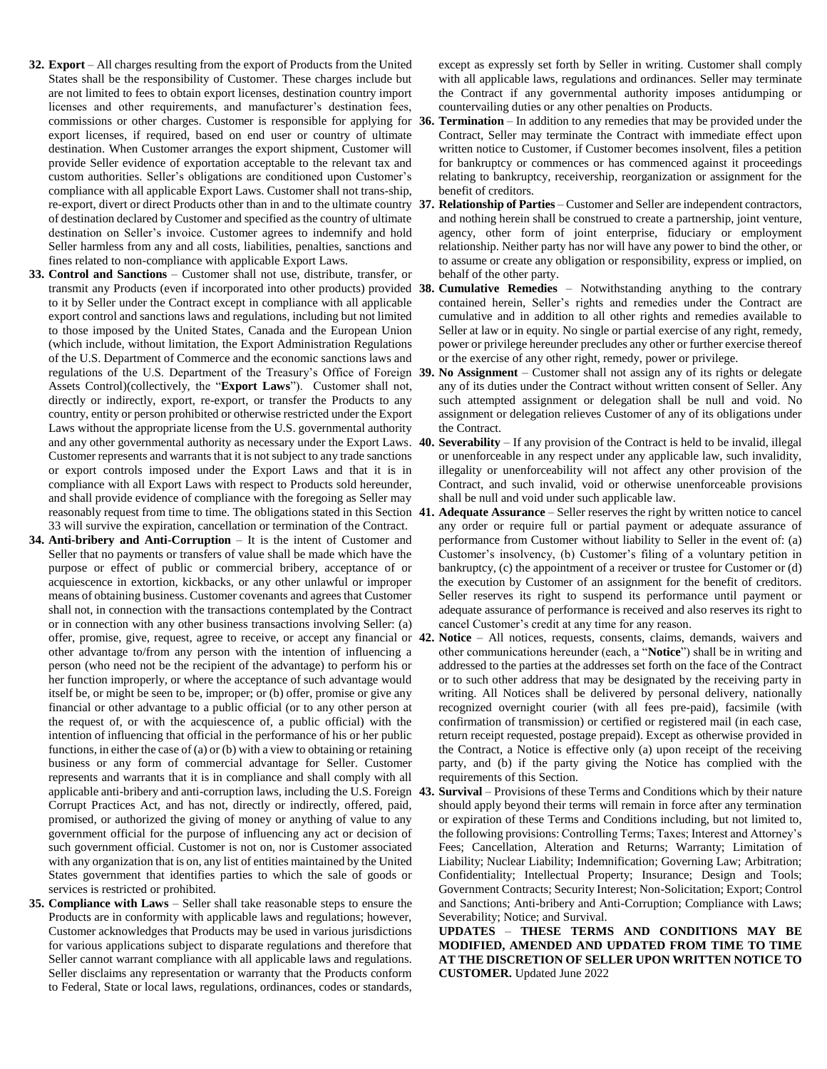**32. Export** – All charges resulting from the export of Products from the United States shall be the responsibility of Customer. These charges include but are not limited to fees to obtain export licenses, destination country import licenses and other requirements, and manufacturer's destination fees, commissions or other charges. Customer is responsible for applying for export licenses, if required, based on end user or country of ultimate destination. When Customer arranges the export shipment, Customer will provide Seller evidence of exportation acceptable to the relevant tax and custom authorities. Seller's obligations are conditioned upon Customer's compliance with all applicable Export Laws. Customer shall not trans-ship, re-export, divert or direct Products other than in and to the ultimate country of destination declared by Customer and specified as the country of ultimate destination on Seller's invoice. Customer agrees to indemnify and hold Seller harmless from any and all costs, liabilities, penalties, sanctions and fines related to non-compliance with applicable Export Laws.

**33. Control and Sanctions** – Customer shall not use, distribute, transfer, or transmit any Products (even if incorporated into other products) provided to it by Seller under the Contract except in compliance with all applicable export control and sanctions laws and regulations, including but not limited to those imposed by the United States, Canada and the European Union (which include, without limitation, the Export Administration Regulations of the U.S. Department of Commerce and the economic sanctions laws and regulations of the U.S. Department of the Treasury's Office of Foreign Assets Control)(collectively, the "**Export Laws**"). Customer shall not, directly or indirectly, export, re-export, or transfer the Products to any country, entity or person prohibited or otherwise restricted under the Export Laws without the appropriate license from the U.S. governmental authority and any other governmental authority as necessary under the Export Laws. Customer represents and warrants that it is not subject to any trade sanctions or export controls imposed under the Export Laws and that it is in compliance with all Export Laws with respect to Products sold hereunder, and shall provide evidence of compliance with the foregoing as Seller may reasonably request from time to time. The obligations stated in this Section 33 will survive the expiration, cancellation or termination of the Contract.

**34. Anti-bribery and Anti-Corruption** – It is the intent of Customer and Seller that no payments or transfers of value shall be made which have the purpose or effect of public or commercial bribery, acceptance of or acquiescence in extortion, kickbacks, or any other unlawful or improper means of obtaining business. Customer covenants and agrees that Customer shall not, in connection with the transactions contemplated by the Contract or in connection with any other business transactions involving Seller: (a) offer, promise, give, request, agree to receive, or accept any financial or other advantage to/from any person with the intention of influencing a person (who need not be the recipient of the advantage) to perform his or her function improperly, or where the acceptance of such advantage would itself be, or might be seen to be, improper; or (b) offer, promise or give any financial or other advantage to a public official (or to any other person at the request of, or with the acquiescence of, a public official) with the intention of influencing that official in the performance of his or her public functions, in either the case of (a) or (b) with a view to obtaining or retaining business or any form of commercial advantage for Seller. Customer represents and warrants that it is in compliance and shall comply with all applicable anti-bribery and anti-corruption laws, including the U.S. Foreign Corrupt Practices Act, and has not, directly or indirectly, offered, paid, promised, or authorized the giving of money or anything of value to any government official for the purpose of influencing any act or decision of such government official. Customer is not on, nor is Customer associated with any organization that is on, any list of entities maintained by the United States government that identifies parties to which the sale of goods or services is restricted or prohibited.

**35. Compliance with Laws** – Seller shall take reasonable steps to ensure the Products are in conformity with applicable laws and regulations; however, Customer acknowledges that Products may be used in various jurisdictions for various applications subject to disparate regulations and therefore that Seller cannot warrant compliance with all applicable laws and regulations. Seller disclaims any representation or warranty that the Products conform to Federal, State or local laws, regulations, ordinances, codes or standards, except as expressly set forth by Seller in writing. Customer shall comply with all applicable laws, regulations and ordinances. Seller may terminate the Contract if any governmental authority imposes antidumping or countervailing duties or any other penalties on Products.

**36. Termination** – In addition to any remedies that may be provided under the Contract, Seller may terminate the Contract with immediate effect upon written notice to Customer, if Customer becomes insolvent, files a petition for bankruptcy or commences or has commenced against it proceedings relating to bankruptcy, receivership, reorganization or assignment for the benefit of creditors.

**37. Relationship of Parties** – Customer and Seller are independent contractors, and nothing herein shall be construed to create a partnership, joint venture, agency, other form of joint enterprise, fiduciary or employment relationship. Neither party has nor will have any power to bind the other, or to assume or create any obligation or responsibility, express or implied, on behalf of the other party.

**38. Cumulative Remedies** – Notwithstanding anything to the contrary contained herein, Seller's rights and remedies under the Contract are cumulative and in addition to all other rights and remedies available to Seller at law or in equity. No single or partial exercise of any right, remedy, power or privilege hereunder precludes any other or further exercise thereof or the exercise of any other right, remedy, power or privilege.

**39. No Assignment** – Customer shall not assign any of its rights or delegate any of its duties under the Contract without written consent of Seller. Any such attempted assignment or delegation shall be null and void. No assignment or delegation relieves Customer of any of its obligations under the Contract.

**40. Severability** – If any provision of the Contract is held to be invalid, illegal or unenforceable in any respect under any applicable law, such invalidity, illegality or unenforceability will not affect any other provision of the Contract, and such invalid, void or otherwise unenforceable provisions shall be null and void under such applicable law.

**41. Adequate Assurance** – Seller reserves the right by written notice to cancel any order or require full or partial payment or adequate assurance of performance from Customer without liability to Seller in the event of: (a) Customer's insolvency, (b) Customer's filing of a voluntary petition in bankruptcy, (c) the appointment of a receiver or trustee for Customer or (d) the execution by Customer of an assignment for the benefit of creditors. Seller reserves its right to suspend its performance until payment or adequate assurance of performance is received and also reserves its right to cancel Customer's credit at any time for any reason.

**42. Notice** – All notices, requests, consents, claims, demands, waivers and other communications hereunder (each, a "**Notice**") shall be in writing and addressed to the parties at the addresses set forth on the face of the Contract or to such other address that may be designated by the receiving party in writing. All Notices shall be delivered by personal delivery, nationally recognized overnight courier (with all fees pre-paid), facsimile (with confirmation of transmission) or certified or registered mail (in each case, return receipt requested, postage prepaid). Except as otherwise provided in the Contract, a Notice is effective only (a) upon receipt of the receiving party, and (b) if the party giving the Notice has complied with the requirements of this Section.

**43. Survival** – Provisions of these Terms and Conditions which by their nature should apply beyond their terms will remain in force after any termination or expiration of these Terms and Conditions including, but not limited to, the following provisions: Controlling Terms; Taxes; Interest and Attorney's Fees; Cancellation, Alteration and Returns; Warranty; Limitation of Liability; Nuclear Liability; Indemnification; Governing Law; Arbitration; Confidentiality; Intellectual Property; Insurance; Design and Tools; Government Contracts; Security Interest; Non-Solicitation; Export; Control and Sanctions; Anti-bribery and Anti-Corruption; Compliance with Laws; Severability; Notice; and Survival.

**UPDATES – THESE TERMS AND CONDITIONS MAY BE MODIFIED, AMENDED AND UPDATED FROM TIME TO TIME AT THE DISCRETION OF SELLER UPON WRITTEN NOTICE TO CUSTOMER.** Updated June 2022